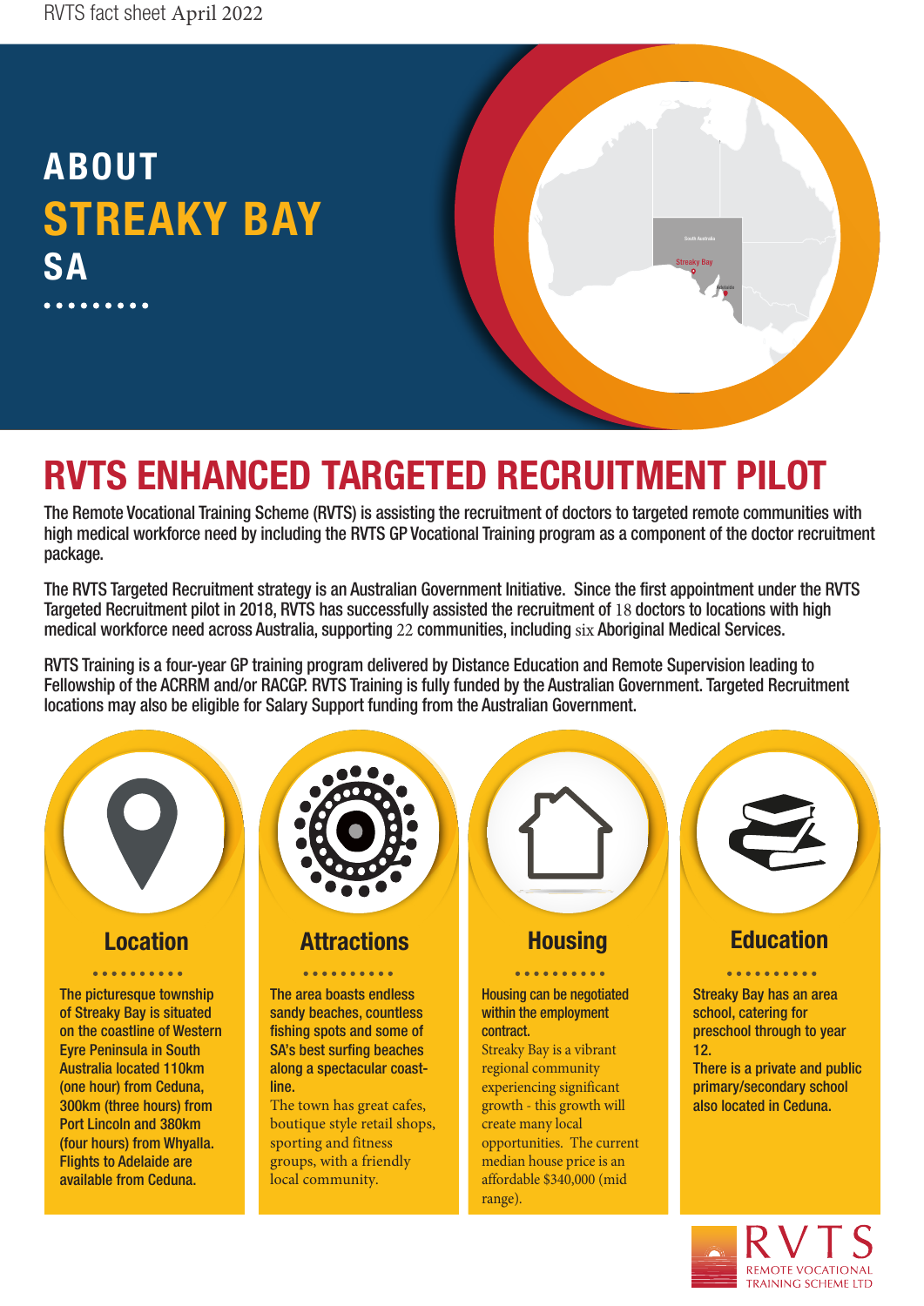# ABOUT STREAKY BAY SA

## RVTS ENHANCED TARGETED RECRUITMENT PILOT

The Remote Vocational Training Scheme (RVTS) is assisting the recruitment of doctors to targeted remote communities with high medical workforce need by including the RVTS GP Vocational Training program as a component of the doctor recruitment package.

The RVTS Targeted Recruitment strategy is an Australian Government Initiative. Since the first appointment under the RVTS Targeted Recruitment pilot in 2018, RVTS has successfully assisted the recruitment of 18 doctors to locations with high medical workforce need across Australia, supporting 22 communities, including six Aboriginal Medical Services.

RVTS Training is a four-year GP training program delivered by Distance Education and Remote Supervision leading to Fellowship of the ACRRM and/or RACGP. RVTS Training is fully funded by the Australian Government. Targeted Recruitment locations may also be eligible for Salary Support funding from the Australian Government.

### Location

The picturesque township of Streaky Bay is situated on the coastline of Western Eyre Peninsula in South Australia located 110km (one hour) from Ceduna, 300km (three hours) from Port Lincoln and 380km (four hours) from Whyalla. Flights to Adelaide are available from Ceduna.

### Attractions

The area boasts endless sandy beaches, countless fishing spots and some of SA's best surfing beaches along a spectacular coast-line.

The town has great cafes, boutique style retail shops, sporting and fitness groups, with a friendly local community.

### Housing

Housing can be negotiated within the employment contract.

Streaky Bay is a vibrant regional community experiencing significant growth - this growth will create many local opportunities. The current median house price is an affordable $340,000 (mid range).

### Education

Streaky Bay has an area school, catering for preschool through to year 12.

There is a private and public primary/secondary school also located in Ceduna.

RVTS REMOTE VOCATIONAL TRAINING SCHEME LTD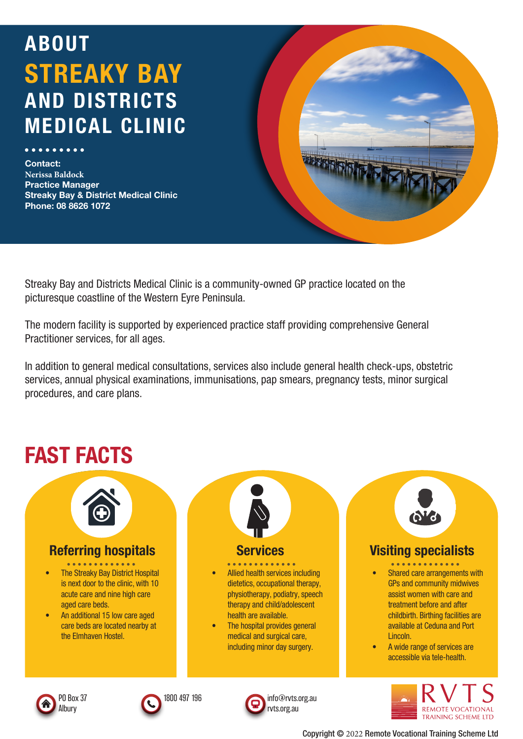# ABOUT STREAKY BAY AND DISTRICTS MEDICAL CLINIC

**Contact:**
Nerissa Baldock
**Practice Manager**
**Streaky Bay & District Medical Clinic**
**Phone: 08 8626 1072**

Streaky Bay and Districts Medical Clinic is a community-owned GP practice located on the picturesque coastline of the Western Eyre Peninsula.

The modern facility is supported by experienced practice staff providing comprehensive General Practitioner services, for all ages.

In addition to general medical consultations, services also include general health check-ups, obstetric services, annual physical examinations, immunisations, pap smears, pregnancy tests, minor surgical procedures, and care plans.

## FAST FACTS

### Referring hospitals

- The Streaky Bay District Hospital is next door to the clinic, with 10 acute care and nine high care aged care beds.
- An additional 15 low care aged care beds are located nearby at the Elmhaven Hostel.

### Services

- Allied health services including dietetics, occupational therapy, physiotherapy, podiatry, speech therapy and child/adolescent health are available.
- The hospital provides general medical and surgical care, including minor day surgery.

### Visiting specialists

- Shared care arrangements with GPs and community midwives assist women with care and treatment before and after childbirth. Birthing facilities are available at Ceduna and Port Lincoln.
- A wide range of services are accessible via tele-health.

PO Box 37
Albury

1800 497 196

info@rvts.org.au
rvts.org.au

RVTS
REMOTE VOCATIONAL TRAINING SCHEME LTD

Copyright © 2022 Remote Vocational Training Scheme Ltd